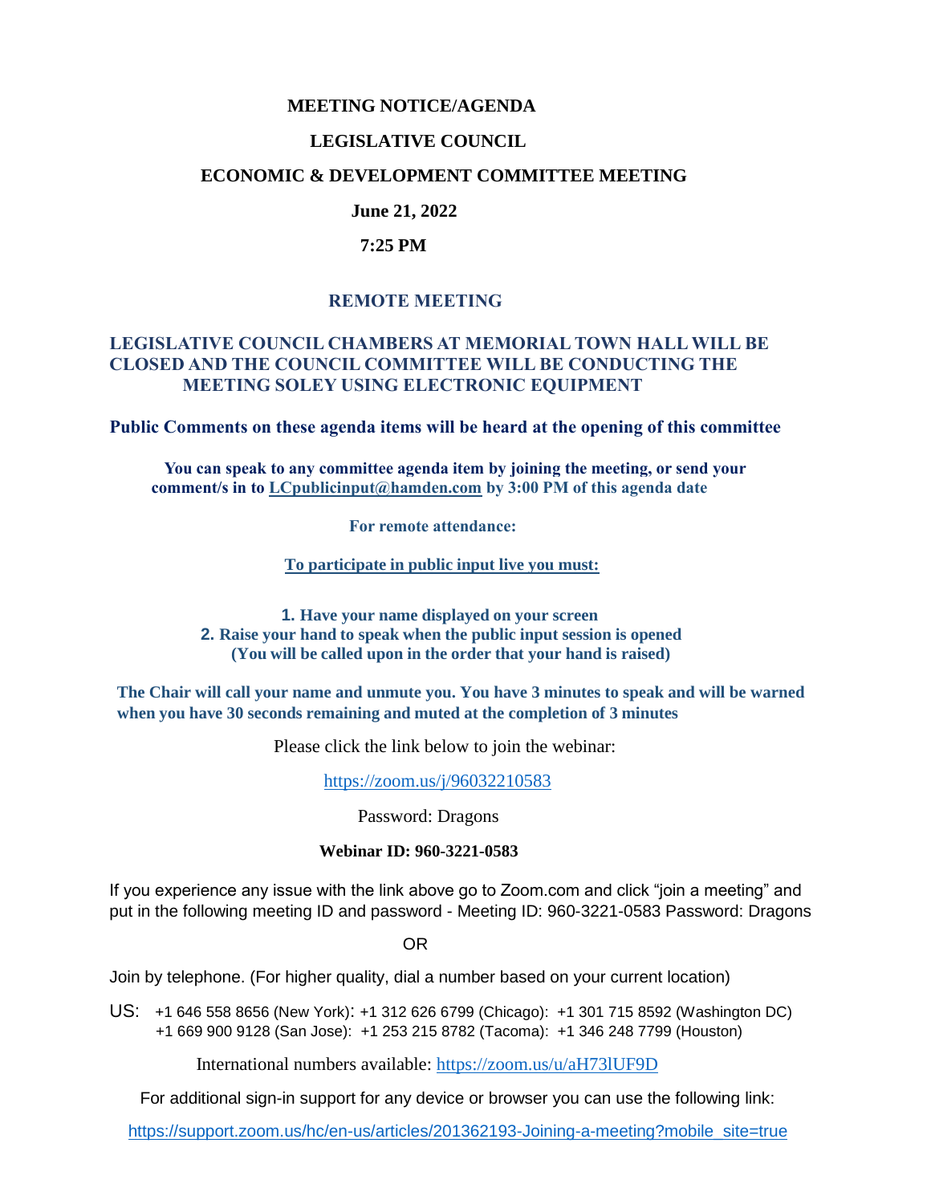# MEETING NOTICE/AGENDA

## LEGISLATIVE COUNCIL

## ECONOMIC & DEVELOPMENT COMMITTEE MEETING

**June 21, 2022**

**7:25 PM**

## REMOTE MEETING

**LEGISLATIVE COUNCIL CHAMBERS AT MEMORIAL TOWN HALL WILL BE CLOSED AND THE COUNCIL COMMITTEE WILL BE CONDUCTING THE MEETING SOLEY USING ELECTRONIC EQUIPMENT**

**Public Comments on these agenda items will be heard at the opening of this committee**

**You can speak to any committee agenda item by joining the meeting, or send your comment/s in to LCpublicinput@hamden.com by 3:00 PM of this agenda date**

**For remote attendance:**

**To participate in public input live you must:**

1. **Have your name displayed on your screen**
2. **Raise your hand to speak when the public input session is opened (You will be called upon in the order that your hand is raised)**

**The Chair will call your name and unmute you. You have 3 minutes to speak and will be warned when you have 30 seconds remaining and muted at the completion of 3 minutes**

Please click the link below to join the webinar:

https://zoom.us/j/96032210583

Password: Dragons

**Webinar ID: 960-3221-0583**

If you experience any issue with the link above go to Zoom.com and click "join a meeting" and put in the following meeting ID and password - Meeting ID: 960-3221-0583 Password: Dragons

OR

Join by telephone. (For higher quality, dial a number based on your current location)

US: +1 646 558 8656 (New York): +1 312 626 6799 (Chicago): +1 301 715 8592 (Washington DC) +1 669 900 9128 (San Jose): +1 253 215 8782 (Tacoma): +1 346 248 7799 (Houston)

International numbers available: https://zoom.us/u/aH73lUF9D

For additional sign-in support for any device or browser you can use the following link:

https://support.zoom.us/hc/en-us/articles/201362193-Joining-a-meeting?mobile_site=true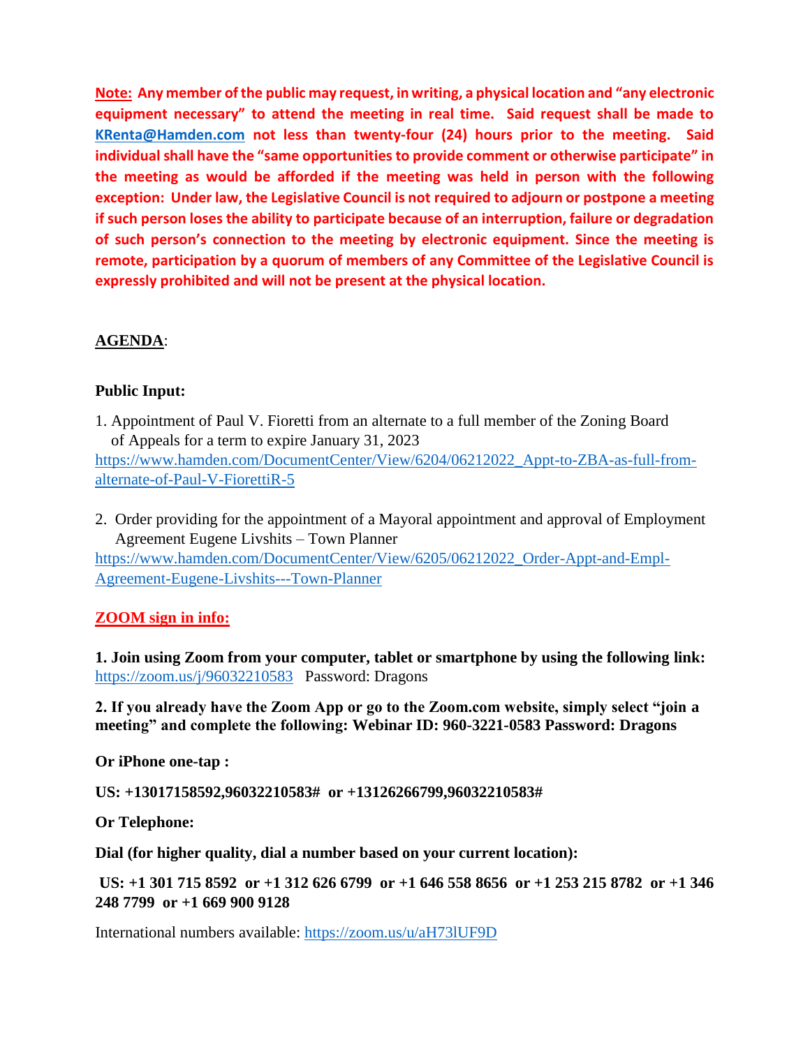**Note: Any member of the public may request, in writing, a physical location and "any electronic equipment necessary" to attend the meeting in real time. Said request shall be made to KRenta@Hamden.com not less than twenty-four (24) hours prior to the meeting. Said individual shall have the "same opportunities to provide comment or otherwise participate" in the meeting as would be afforded if the meeting was held in person with the following exception: Under law, the Legislative Council is not required to adjourn or postpone a meeting if such person loses the ability to participate because of an interruption, failure or degradation of such person's connection to the meeting by electronic equipment. Since the meeting is remote, participation by a quorum of members of any Committee of the Legislative Council is expressly prohibited and will not be present at the physical location.**

## AGENDA:

**Public Input:**

1. Appointment of Paul V. Fioretti from an alternate to a full member of the Zoning Board of Appeals for a term to expire January 31, 2023
https://www.hamden.com/DocumentCenter/View/6204/06212022_Appt-to-ZBA-as-full-from-alternate-of-Paul-V-FiorettiR-5

2. Order providing for the appointment of a Mayoral appointment and approval of Employment Agreement Eugene Livshits – Town Planner
https://www.hamden.com/DocumentCenter/View/6205/06212022_Order-Appt-and-Empl-Agreement-Eugene-Livshits---Town-Planner

**ZOOM sign in info:**

**1. Join using Zoom from your computer, tablet or smartphone by using the following link:** https://zoom.us/j/96032210583 Password: Dragons

**2. If you already have the Zoom App or go to the Zoom.com website, simply select "join a meeting" and complete the following: Webinar ID: 960-3221-0583 Password: Dragons**

**Or iPhone one-tap :**

**US: +13017158592,96032210583# or +13126266799,96032210583#**

**Or Telephone:**

**Dial (for higher quality, dial a number based on your current location):**

**US: +1 301 715 8592 or +1 312 626 6799 or +1 646 558 8656 or +1 253 215 8782 or +1 346 248 7799 or +1 669 900 9128**

International numbers available: https://zoom.us/u/aH73lUF9D